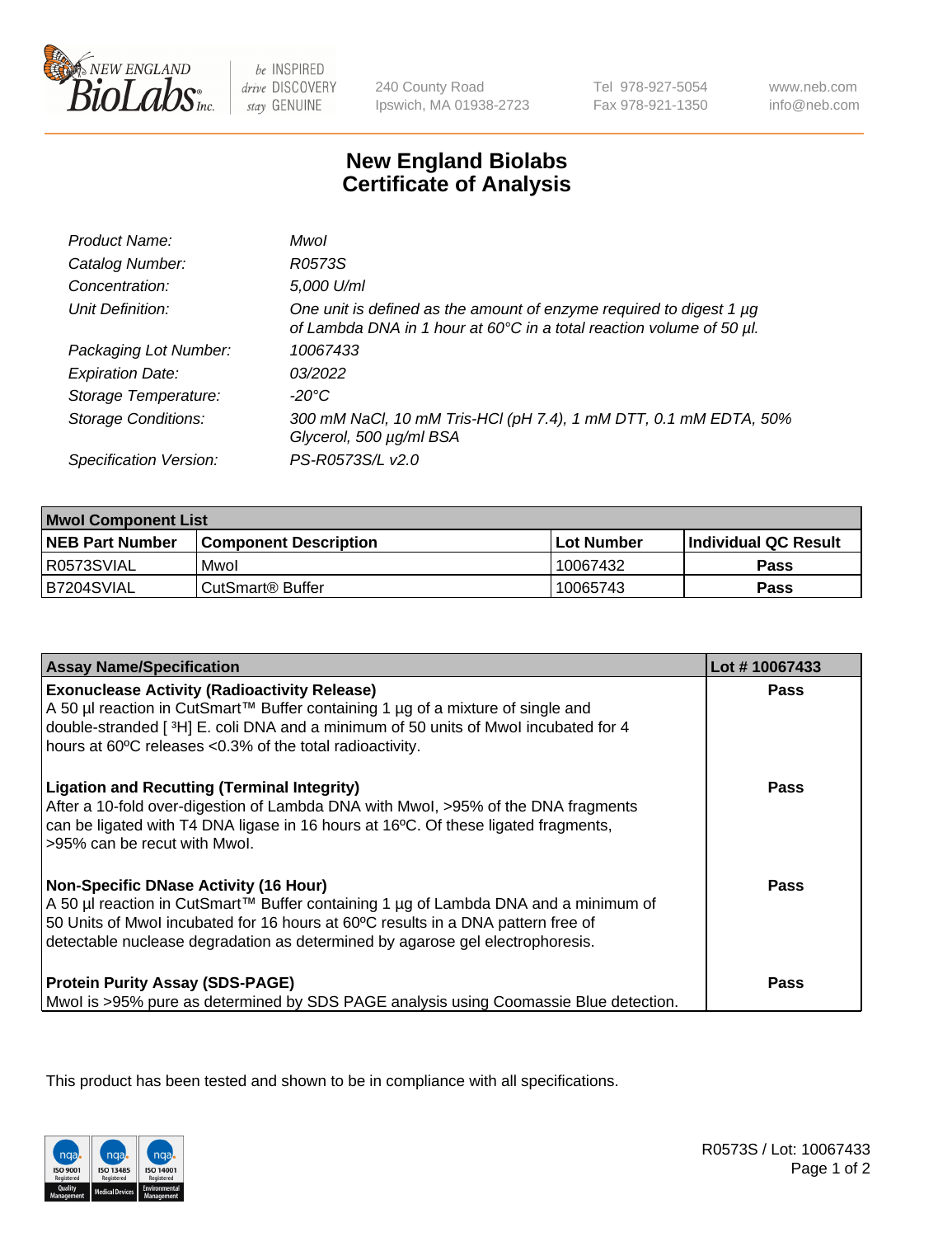# New England Biolabs Certificate of Analysis

| | |
|---|---|
| *Product Name:* | *MwoI* |
| *Catalog Number:* | *R0573S* |
| *Concentration:* | *5,000 U/ml* |
| *Unit Definition:* | *One unit is defined as the amount of enzyme required to digest 1 µg of Lambda DNA in 1 hour at 60°C in a total reaction volume of 50 µl.* |
| *Packaging Lot Number:* | *10067433* |
| *Expiration Date:* | *03/2022* |
| *Storage Temperature:* | *-20°C* |
| *Storage Conditions:* | *300 mM NaCl, 10 mM Tris-HCl (pH 7.4), 1 mM DTT, 0.1 mM EDTA, 50% Glycerol, 500 µg/ml BSA* |
| *Specification Version:* | *PS-R0573S/L v2.0* |

| **MwoI Component List** | | | |
|---|---|---|---|
| **NEB Part Number** | **Component Description** | **Lot Number** | **Individual QC Result** |
| R0573SVIAL | MwoI | 10067432 | **Pass** |
| B7204SVIAL | CutSmart® Buffer | 10065743 | **Pass** |

| **Assay Name/Specification** | **Lot # 10067433** |
|---|---|
| **Exonuclease Activity (Radioactivity Release)**<br>A 50 µl reaction in CutSmart™ Buffer containing 1 µg of a mixture of single and double-stranded [ $^3$H] E. coli DNA and a minimum of 50 units of MwoI incubated for 4 hours at 60ºC releases <0.3% of the total radioactivity. | **Pass** |
| **Ligation and Recutting (Terminal Integrity)**<br>After a 10-fold over-digestion of Lambda DNA with MwoI, >95% of the DNA fragments can be ligated with T4 DNA ligase in 16 hours at 16ºC. Of these ligated fragments, >95% can be recut with MwoI. | **Pass** |
| **Non-Specific DNase Activity (16 Hour)**<br>A 50 µl reaction in CutSmart™ Buffer containing 1 µg of Lambda DNA and a minimum of 50 Units of MwoI incubated for 16 hours at 60ºC results in a DNA pattern free of detectable nuclease degradation as determined by agarose gel electrophoresis. | **Pass** |
| **Protein Purity Assay (SDS-PAGE)**<br>MwoI is >95% pure as determined by SDS PAGE analysis using Coomassie Blue detection. | **Pass** |

This product has been tested and shown to be in compliance with all specifications.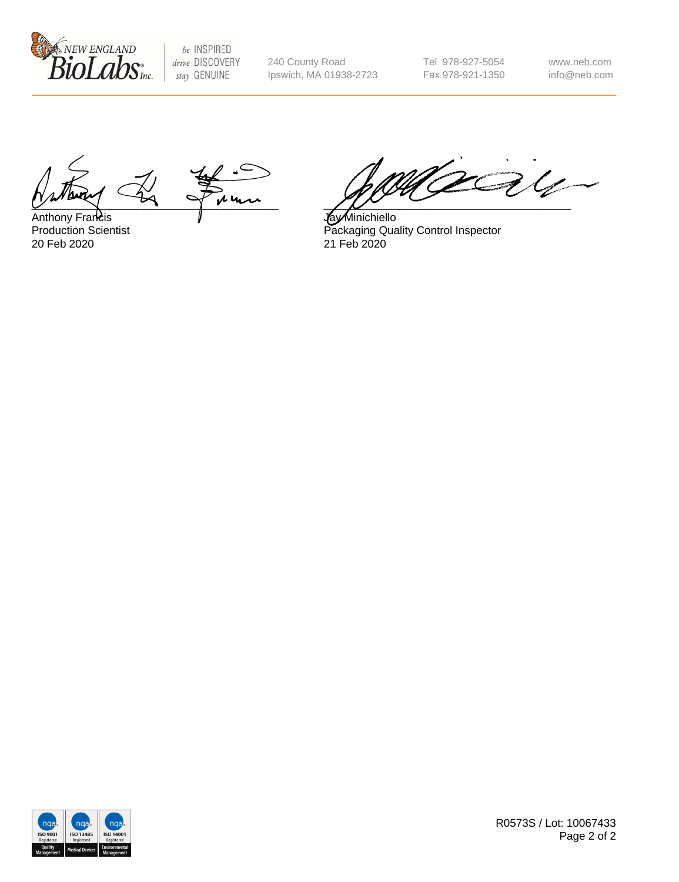Anthony Francis
Production Scientist
20 Feb 2020

Jay Minichiello
Packaging Quality Control Inspector
21 Feb 2020

R0573S / Lot: 10067433